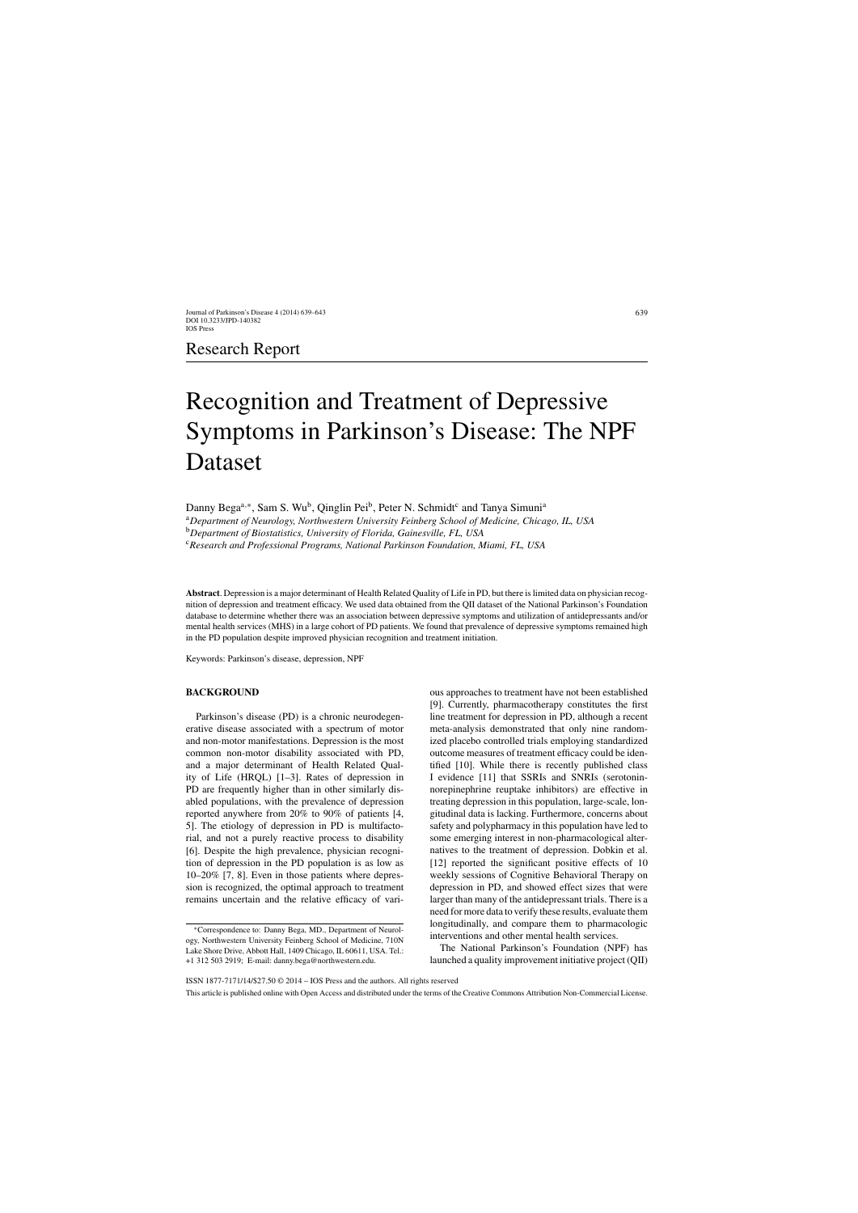Research Report

# Recognition and Treatment of Depressive Symptoms in Parkinson's Disease: The NPF Dataset

Danny Bega[a,*], Sam S. Wu[b], Qinglin Pei[b], Peter N. Schmidt[c] and Tanya Simuni[a]

[a]*Department of Neurology, Northwestern University Feinberg School of Medicine, Chicago, IL, USA*
[b]*Department of Biostatistics, University of Florida, Gainesville, FL, USA*
[c]*Research and Professional Programs, National Parkinson Foundation, Miami, FL, USA*

**Abstract**. Depression is a major determinant of Health Related Quality of Life in PD, but there is limited data on physician recognition of depression and treatment efficacy. We used data obtained from the QII dataset of the National Parkinson's Foundation database to determine whether there was an association between depressive symptoms and utilization of antidepressants and/or mental health services (MHS) in a large cohort of PD patients. We found that prevalence of depressive symptoms remained high in the PD population despite improved physician recognition and treatment initiation.

Keywords: Parkinson's disease, depression, NPF

## BACKGROUND

Parkinson's disease (PD) is a chronic neurodegenerative disease associated with a spectrum of motor and non-motor manifestations. Depression is the most common non-motor disability associated with PD, and a major determinant of Health Related Quality of Life (HRQL) [1–3]. Rates of depression in PD are frequently higher than in other similarly disabled populations, with the prevalence of depression reported anywhere from 20% to 90% of patients [4, 5]. The etiology of depression in PD is multifactorial, and not a purely reactive process to disability [6]. Despite the high prevalence, physician recognition of depression in the PD population is as low as 10–20% [7, 8]. Even in those patients where depression is recognized, the optimal approach to treatment remains uncertain and the relative efficacy of various approaches to treatment have not been established [9]. Currently, pharmacotherapy constitutes the first line treatment for depression in PD, although a recent meta-analysis demonstrated that only nine randomized placebo controlled trials employing standardized outcome measures of treatment efficacy could be identified [10]. While there is recently published class I evidence [11] that SSRIs and SNRIs (serotonin-norepinephrine reuptake inhibitors) are effective in treating depression in this population, large-scale, longitudinal data is lacking. Furthermore, concerns about safety and polypharmacy in this population have led to some emerging interest in non-pharmacological alternatives to the treatment of depression. Dobkin et al. [12] reported the significant positive effects of 10 weekly sessions of Cognitive Behavioral Therapy on depression in PD, and showed effect sizes that were larger than many of the antidepressant trials. There is a need for more data to verify these results, evaluate them longitudinally, and compare them to pharmacologic interventions and other mental health services.

The National Parkinson's Foundation (NPF) has launched a quality improvement initiative project (QII)

*Correspondence to: Danny Bega, MD., Department of Neurology, Northwestern University Feinberg School of Medicine, 710N Lake Shore Drive, Abbott Hall, 1409 Chicago, IL 60611, USA. Tel.: +1 312 503 2919; E-mail: danny.bega@northwestern.edu.

ISSN 1877-7171/14/$27.50 © 2014 – IOS Press and the authors. All rights reserved

This article is published online with Open Access and distributed under the terms of the Creative Commons Attribution Non-Commercial License.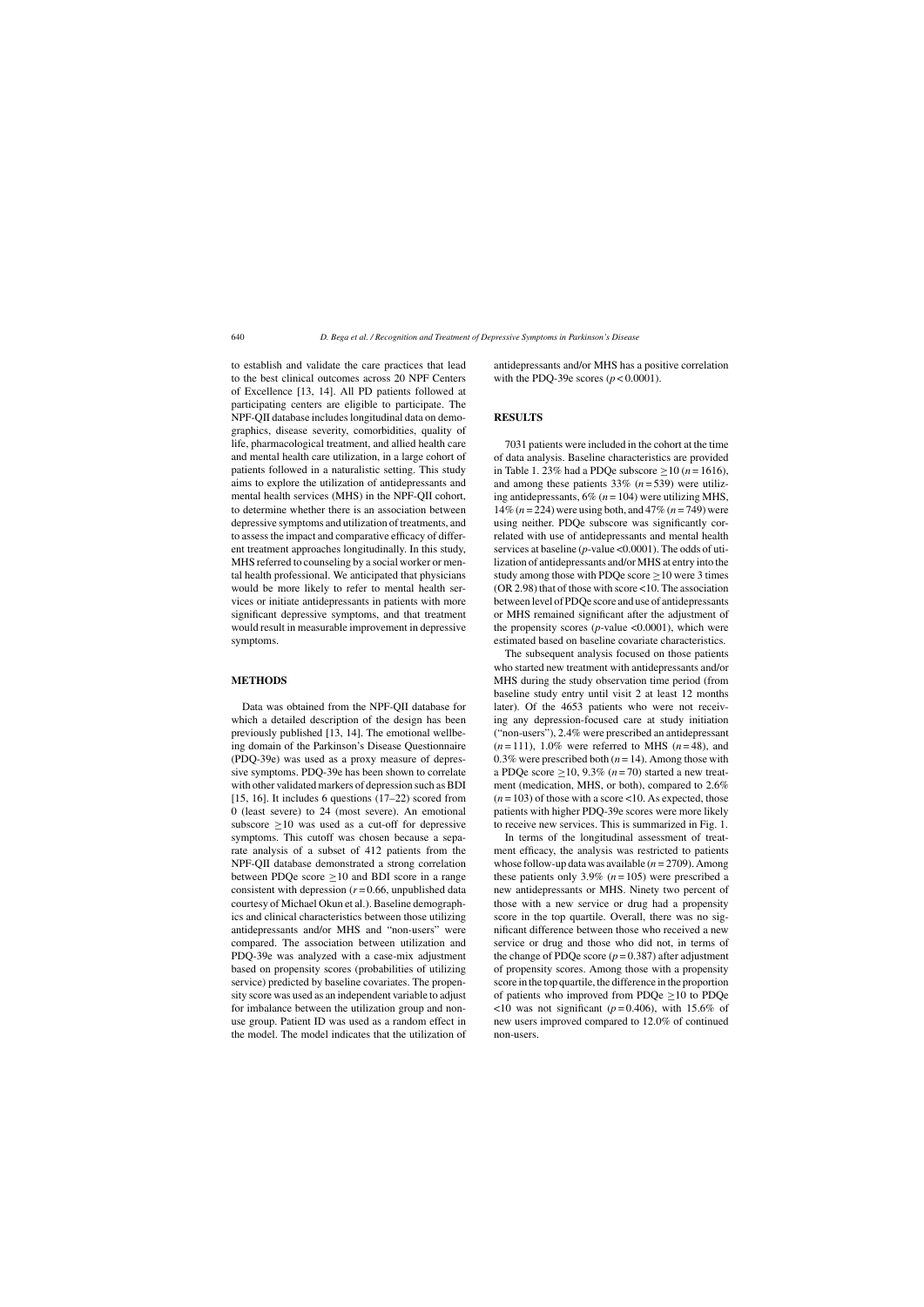to establish and validate the care practices that lead to the best clinical outcomes across 20 NPF Centers of Excellence [13, 14]. All PD patients followed at participating centers are eligible to participate. The NPF-QII database includes longitudinal data on demographics, disease severity, comorbidities, quality of life, pharmacological treatment, and allied health care and mental health care utilization, in a large cohort of patients followed in a naturalistic setting. This study aims to explore the utilization of antidepressants and mental health services (MHS) in the NPF-QII cohort, to determine whether there is an association between depressive symptoms and utilization of treatments, and to assess the impact and comparative efficacy of different treatment approaches longitudinally. In this study, MHS referred to counseling by a social worker or mental health professional. We anticipated that physicians would be more likely to refer to mental health services or initiate antidepressants in patients with more significant depressive symptoms, and that treatment would result in measurable improvement in depressive symptoms.

## METHODS

Data was obtained from the NPF-QII database for which a detailed description of the design has been previously published [13, 14]. The emotional wellbeing domain of the Parkinson's Disease Questionnaire (PDQ-39e) was used as a proxy measure of depressive symptoms. PDQ-39e has been shown to correlate with other validated markers of depression such as BDI [15, 16]. It includes 6 questions (17–22) scored from 0 (least severe) to 24 (most severe). An emotional subscore $\geq 10$ was used as a cut-off for depressive symptoms. This cutoff was chosen because a separate analysis of a subset of 412 patients from the NPF-QII database demonstrated a strong correlation between PDQe score $\geq 10$ and BDI score in a range consistent with depression ($r = 0.66$, unpublished data courtesy of Michael Okun et al.). Baseline demographics and clinical characteristics between those utilizing antidepressants and/or MHS and "non-users" were compared. The association between utilization and PDQ-39e was analyzed with a case-mix adjustment based on propensity scores (probabilities of utilizing service) predicted by baseline covariates. The propensity score was used as an independent variable to adjust for imbalance between the utilization group and non-use group. Patient ID was used as a random effect in the model. The model indicates that the utilization of antidepressants and/or MHS has a positive correlation with the PDQ-39e scores ($p < 0.0001$).

## RESULTS

7031 patients were included in the cohort at the time of data analysis. Baseline characteristics are provided in Table 1. 23% had a PDQe subscore $\geq 10$ ($n = 1616$), and among these patients 33% ($n = 539$) were utilizing antidepressants, 6% ($n = 104$) were utilizing MHS, 14% ($n = 224$) were using both, and 47% ($n = 749$) were using neither. PDQe subscore was significantly correlated with use of antidepressants and mental health services at baseline ($p$-value <0.0001). The odds of utilization of antidepressants and/or MHS at entry into the study among those with PDQe score $\geq 10$ were 3 times (OR 2.98) that of those with score <10. The association between level of PDQe score and use of antidepressants or MHS remained significant after the adjustment of the propensity scores ($p$-value <0.0001), which were estimated based on baseline covariate characteristics.

The subsequent analysis focused on those patients who started new treatment with antidepressants and/or MHS during the study observation time period (from baseline study entry until visit 2 at least 12 months later). Of the 4653 patients who were not receiving any depression-focused care at study initiation ("non-users"), 2.4% were prescribed an antidepressant ($n = 111$), 1.0% were referred to MHS ($n = 48$), and 0.3% were prescribed both ($n = 14$). Among those with a PDQe score $\geq 10$, 9.3% ($n = 70$) started a new treatment (medication, MHS, or both), compared to 2.6% ($n = 103$) of those with a score <10. As expected, those patients with higher PDQ-39e scores were more likely to receive new services. This is summarized in Fig. 1.

In terms of the longitudinal assessment of treatment efficacy, the analysis was restricted to patients whose follow-up data was available ($n = 2709$). Among these patients only 3.9% ($n = 105$) were prescribed a new antidepressants or MHS. Ninety two percent of those with a new service or drug had a propensity score in the top quartile. Overall, there was no significant difference between those who received a new service or drug and those who did not, in terms of the change of PDQe score ($p = 0.387$) after adjustment of propensity scores. Among those with a propensity score in the top quartile, the difference in the proportion of patients who improved from PDQe $\geq 10$ to PDQe <10 was not significant ($p = 0.406$), with 15.6% of new users improved compared to 12.0% of continued non-users.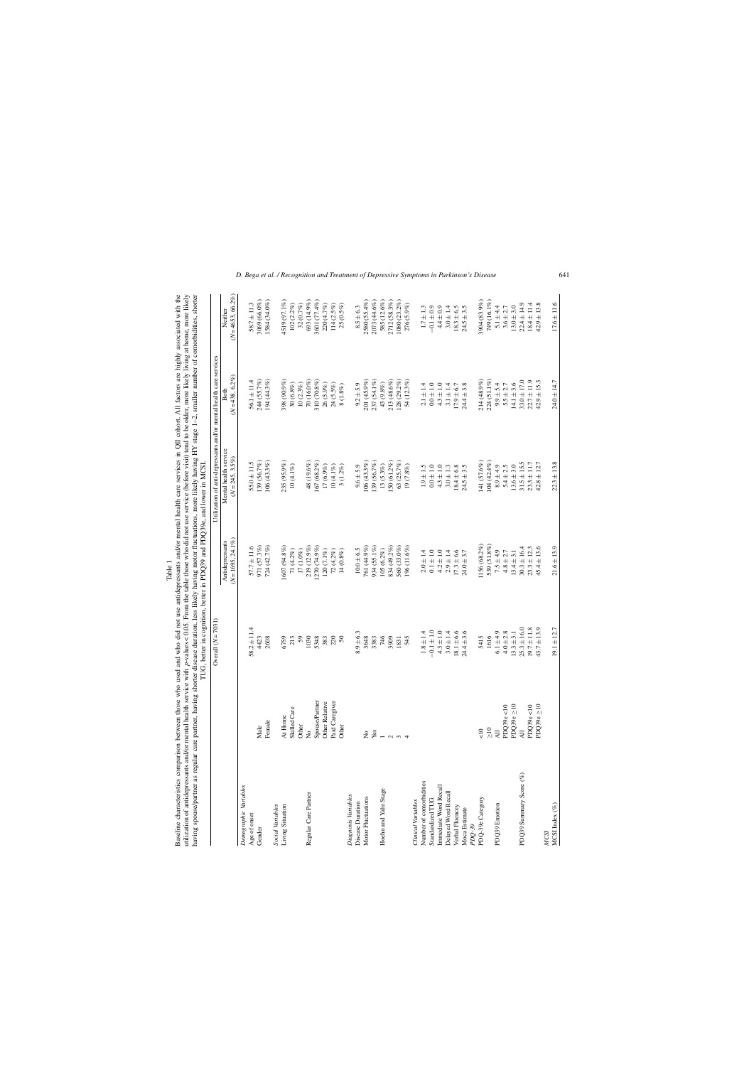Table 1

Baseline characteristics comparison between those who used and who did not use antidepressants and/or mental health care services in QII cohort. All factors are highly associated with the utilization of antidepressants and/or mental health service with $p$-values < 0.05. From the table those who did not use service (before visit) tend to be older, more likely living at home, more likely having spouse/partner as regular care partner, having shorter disease duration, less likely having motor fluctuations, more likely having HY stage 1–2, smaller number of comorbidities, shorter TUG, better in cognition, better in PDQ39 and PDQ39e, and lower in MCSI.

| | | Overall (N = 7031) | Utilization of anti-depressants and/or mental health care services | | | |
|---|---|---|---|---|---|---|
| | | | Antidepressants (N = 1695, 24.1%) | Mental health service (N = 245, 3.5%) | Both (N = 438, 6.2%) | Neither (N = 4653, 66.2%) |
| *Demographic Variables* | | | | | | |
| Age of onset | | 58.2 ± 11.4 | 57.7 ± 11.6 | 55.0 ± 11.5 | 56.1 ± 11.4 | 58.7 ± 11.3 |
| Gender | Male | 4423 | 971 (57.3%) | 139 (56.7%) | 244 (55.7%) | 3069 (66.0%) |
| | Female | 2608 | 724 (42.7%) | 106 (43.3%) | 194 (44.3%) | 1584 (34.0%) |
| *Social Variables* | | | | | | |
| Living Situation | At Home | 6759 | 1607 (94.8%) | 235 (95.9%) | 398 (90.9%) | 4519 (97.1%) |
| | Skilled Care | 213 | 71 (4.2%) | 10 (4.1%) | 30 (6.8%) | 102 (2.2%) |
| | Other | 59 | 17 (1.0%) | | 10 (2.3%) | 32 (0.7%) |
| Regular Care Partner | No | 1030 | 219 (12.9%) | 48 (19.6%) | 70 (16.0%) | 693 (14.9%) |
| | Spouse/Partner | 5348 | 1270 (74.9%) | 167 (68.2%) | 310 (70.8%) | 3601 (77.4%) |
| | Other Relative | 383 | 120 (7.1%) | 17 (6.9%) | 26 (5.9%) | 220 (4.7%) |
| | Paid Caregiver | 220 | 72 (4.2%) | 10 (4.1%) | 24 (5.5%) | 114 (2.5%) |
| | Other | 50 | 14 (0.8%) | 3 (1.2%) | 8 (1.8%) | 25 (0.5%) |
| *Diagnosis Variables* | | | | | | |
| Disease Duration | | 8.9 ± 6.3 | 10.0 ± 6.5 | 9.6 ± 5.9 | 9.2 ± 5.9 | 8.5 ± 6.3 |
| Motor Fluctuations | No | 3648 | 761 (44.9%) | 106 (43.3%) | 201 (45.9%) | 2580 (55.4%) |
| | Yes | 3383 | 934 (55.1%) | 139 (56.7%) | 237 (54.1%) | 2073 (44.6%) |
| Hoehn and Yahr Stage | 1 | 746 | 105 (6.2%) | 13 (5.3%) | 43 (9.8%) | 585 (12.6%) |
| | 2 | 3909 | 834 (49.2%) | 150 (61.2%) | 213 (48.6%) | 2712 (58.3%) |
| | 3 | 1831 | 560 (33.0%) | 63 (25.7%) | 128 (29.2%) | 1080 (23.2%) |
| | 4 | 545 | 196 (11.6%) | 19 (7.8%) | 54 (12.3%) | 276 (5.9%) |
| *Clinical Variables* | | | | | | |
| Number of comorbidities | | 1.8 ± 1.4 | 2.0 ± 1.4 | 1.9 ± 1.5 | 2.1 ± 1.4 | 1.7 ± 1.3 |
| Standardized TUG | | −0.1 ± 1.0 | 0.1 ± 1.0 | 0.0 ± 1.0 | 0.0 ± 1.0 | −0.1 ± 0.9 |
| Immediate Word Recall | | 4.3 ± 1.0 | 4.2 ± 1.0 | 4.3 ± 1.0 | 4.3 ± 1.0 | 4.4 ± 0.9 |
| Delayed Word Recall | | 3.0 ± 1.4 | 2.9 ± 1.4 | 3.0 ± 1.3 | 3.1 ± 1.4 | 3.0 ± 1.4 |
| Verbal Fluency | | 18.1 ± 6.6 | 17.3 ± 6.6 | 18.4 ± 6.8 | 17.9 ± 6.7 | 18.3 ± 6.5 |
| Moca Estimate | | 24.4 ± 3.6 | 24.0 ± 3.7 | 24.5 ± 3.5 | 24.4 ± 3.8 | 24.5 ± 3.5 |
| *PDQ-39* | | | | | | |
| PDQ-39e Category | <10 | 5415 | 1156 (68.2%) | 141 (57.6%) | 214 (48.9%) | 3904 (83.9%) |
| | ≥10 | 1616 | 539 (31.8%) | 104 (42.4%) | 224 (51.1%) | 749 (16.1%) |
| PDQ39 Emotion | All | 6.1 ± 4.9 | 7.5 ± 4.9 | 8.9 ± 4.9 | 9.9 ± 5.4 | 5.1 ± 4.4 |
| | PDQ39e <10 | 4.0 ± 2.8 | 4.8 ± 2.7 | 5.4 ± 2.5 | 5.5 ± 2.7 | 3.6 ± 2.7 |
| | PDQ39e ≥10 | 13.3 ± 3.1 | 13.4 ± 3.1 | 13.6 ± 3.0 | 14.1 ± 3.6 | 13.0 ± 3.0 |
| PDQ39 Summary Score (%) | All | 25.3 ± 16.0 | 30.3 ± 16.4 | 31.5 ± 15.5 | 33.0 ± 17.0 | 22.4 ± 14.9 |
| | PDQ39e <10 | 19.7 ± 11.8 | 23.3 ± 12.3 | 23.3 ± 11.7 | 22.7 ± 11.9 | 18.4 ± 11.4 |
| | PDQ39e ≥10 | 43.7 ± 13.9 | 45.4 ± 13.6 | 42.8 ± 12.7 | 42.9 ± 15.3 | 42.9 ± 13.8 |
| *MCSI* | | | | | | |
| MCSI Index (%) | | 19.1 ± 12.7 | 21.6 ± 13.9 | 22.3 ± 13.8 | 24.0 ± 14.7 | 17.6 ± 11.6 |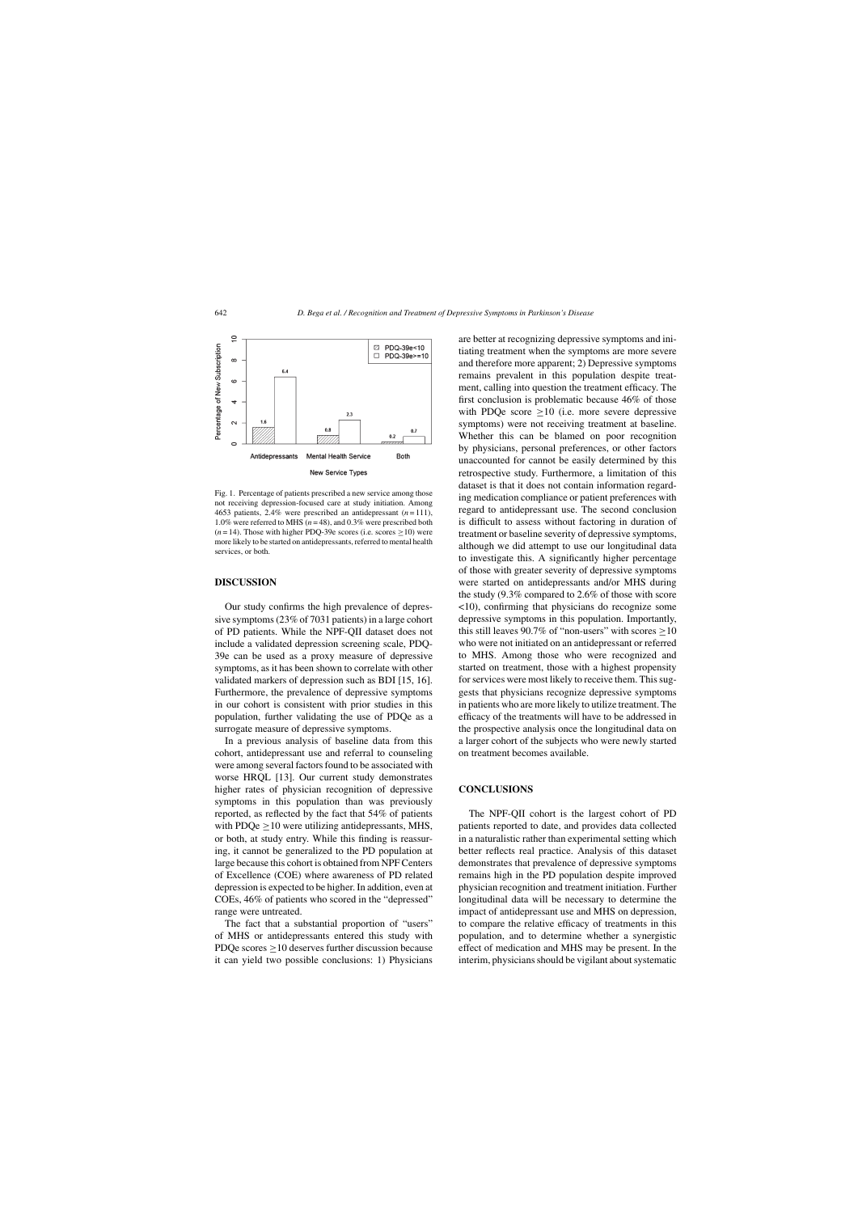Fig. 1. Percentage of patients prescribed a new service among those not receiving depression-focused care at study initiation. Among 4653 patients, 2.4% were prescribed an antidepressant ($n = 111$), 1.0% were referred to MHS ($n = 48$), and 0.3% were prescribed both ($n = 14$). Those with higher PDQ-39e scores (i.e. scores $\geq 10$) were more likely to be started on antidepressants, referred to mental health services, or both.

## DISCUSSION

Our study confirms the high prevalence of depressive symptoms (23% of 7031 patients) in a large cohort of PD patients. While the NPF-QII dataset does not include a validated depression screening scale, PDQ-39e can be used as a proxy measure of depressive symptoms, as it has been shown to correlate with other validated markers of depression such as BDI [15, 16]. Furthermore, the prevalence of depressive symptoms in our cohort is consistent with prior studies in this population, further validating the use of PDQe as a surrogate measure of depressive symptoms.

In a previous analysis of baseline data from this cohort, antidepressant use and referral to counseling were among several factors found to be associated with worse HRQL [13]. Our current study demonstrates higher rates of physician recognition of depressive symptoms in this population than was previously reported, as reflected by the fact that 54% of patients with PDQe $\geq 10$ were utilizing antidepressants, MHS, or both, at study entry. While this finding is reassuring, it cannot be generalized to the PD population at large because this cohort is obtained from NPF Centers of Excellence (COE) where awareness of PD related depression is expected to be higher. In addition, even at COEs, 46% of patients who scored in the "depressed" range were untreated.

The fact that a substantial proportion of "users" of MHS or antidepressants entered this study with PDQe scores $\geq 10$ deserves further discussion because it can yield two possible conclusions: 1) Physicians are better at recognizing depressive symptoms and initiating treatment when the symptoms are more severe and therefore more apparent; 2) Depressive symptoms remains prevalent in this population despite treatment, calling into question the treatment efficacy. The first conclusion is problematic because 46% of those with PDQe score $\geq 10$ (i.e. more severe depressive symptoms) were not receiving treatment at baseline. Whether this can be blamed on poor recognition by physicians, personal preferences, or other factors unaccounted for cannot be easily determined by this retrospective study. Furthermore, a limitation of this dataset is that it does not contain information regarding medication compliance or patient preferences with regard to antidepressant use. The second conclusion is difficult to assess without factoring in duration of treatment or baseline severity of depressive symptoms, although we did attempt to use our longitudinal data to investigate this. A significantly higher percentage of those with greater severity of depressive symptoms were started on antidepressants and/or MHS during the study (9.3% compared to 2.6% of those with score <10), confirming that physicians do recognize some depressive symptoms in this population. Importantly, this still leaves 90.7% of "non-users" with scores $\geq 10$ who were not initiated on an antidepressant or referred to MHS. Among those who were recognized and started on treatment, those with a highest propensity for services were most likely to receive them. This suggests that physicians recognize depressive symptoms in patients who are more likely to utilize treatment. The efficacy of the treatments will have to be addressed in the prospective analysis once the longitudinal data on a larger cohort of the subjects who were newly started on treatment becomes available.

## CONCLUSIONS

The NPF-QII cohort is the largest cohort of PD patients reported to date, and provides data collected in a naturalistic rather than experimental setting which better reflects real practice. Analysis of this dataset demonstrates that prevalence of depressive symptoms remains high in the PD population despite improved physician recognition and treatment initiation. Further longitudinal data will be necessary to determine the impact of antidepressant use and MHS on depression, to compare the relative efficacy of treatments in this population, and to determine whether a synergistic effect of medication and MHS may be present. In the interim, physicians should be vigilant about systematic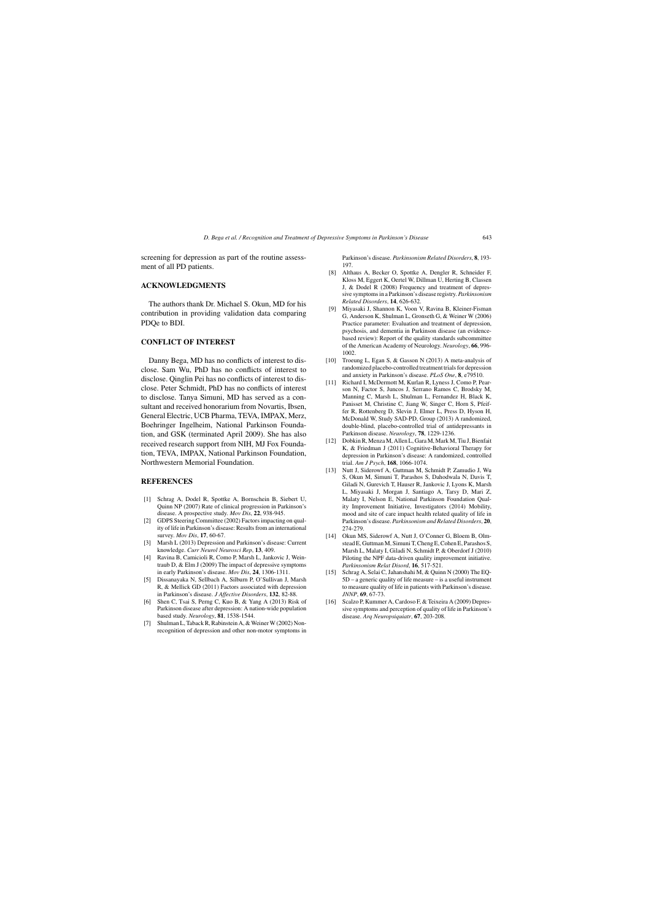screening for depression as part of the routine assessment of all PD patients.

## ACKNOWLEDGMENTS

The authors thank Dr. Michael S. Okun, MD for his contribution in providing validation data comparing PDQe to BDI.

## CONFLICT OF INTEREST

Danny Bega, MD has no conflicts of interest to disclose. Sam Wu, PhD has no conflicts of interest to disclose. Qinglin Pei has no conflicts of interest to disclose. Peter Schmidt, PhD has no conflicts of interest to disclose. Tanya Simuni, MD has served as a consultant and received honorarium from Novartis, Ibsen, General Electric, UCB Pharma, TEVA, IMPAX, Merz, Boehringer Ingelheim, National Parkinson Foundation, and GSK (terminated April 2009). She has also received research support from NIH, MJ Fox Foundation, TEVA, IMPAX, National Parkinson Foundation, Northwestern Memorial Foundation.

## REFERENCES

[1] Schrag A, Dodel R, Spottke A, Bornschein B, Siebert U, Quinn NP (2007) Rate of clinical progression in Parkinson's disease. A prospective study. *Mov Dis*, **22**, 938-945.

[2] GDPS Steering Committee (2002) Factors impacting on quality of life in Parkinson's disease: Results from an international survey. *Mov Dis*, **17**, 60-67.

[3] Marsh L (2013) Depression and Parkinson's disease: Current knowledge. *Curr Neurol Neurosci Rep*, **13**, 409.

[4] Ravina B, Camicioli R, Como P, Marsh L, Jankovic J, Weintraub D, & Elm J (2009) The impact of depressive symptoms in early Parkinson's disease. *Mov Dis*, **24**, 1306-1311.

[5] Dissanayaka N, Sellbach A, Silburn P, O'Sullivan J, Marsh R, & Mellick GD (2011) Factors associated with depression in Parkinson's disease. *J Affective Disorders*, **132**, 82-88.

[6] Shen C, Tsai S, Perng C, Kuo B, & Yang A (2013) Risk of Parkinson disease after depression: A nation-wide population based study. *Neurology*, **81**, 1538-1544.

[7] Shulman L, Taback R, Rabinstein A, & Weiner W (2002) Non-recognition of depression and other non-motor symptoms in Parkinson's disease. *Parkinsonism Related Disorders*, **8**, 193-197.

[8] Althaus A, Becker O, Spottke A, Dengler R, Schneider F, Kloss M, Eggert K, Oertel W, Dillman U, Herting B, Classen J, & Dodel R (2008) Frequency and treatment of depressive symptoms in a Parkinson's disease registry. *Parkinsonism Related Disorders*, **14**, 626-632.

[9] Miyasaki J, Shannon K, Voon V, Ravina B, Kleiner-Fisman G, Anderson K, Shulman L, Gronseth G, & Weiner W (2006) Practice parameter: Evaluation and treatment of depression, psychosis, and dementia in Parkinson disease (an evidence-based review): Report of the quality standards subcommittee of the American Academy of Neurology. *Neurology*, **66**, 996-1002.

[10] Troeung L, Egan S, & Gasson N (2013) A meta-analysis of randomized placebo-controlled treatment trials for depression and anxiety in Parkinson's disease. *PLoS One*, **8**, e79510.

[11] Richard I, McDermott M, Kurlan R, Lyness J, Como P, Pearson N, Factor S, Juncos J, Serrano Ramos C, Brodsky M, Manning C, Marsh L, Shulman L, Fernandez H, Black K, Panisset M, Christine C, Jiang W, Singer C, Horn S, Pfeiffer R, Rottenberg D, Slevin J, Elmer L, Press D, Hyson H, McDonald W, Study SAD-PD, Group (2013) A randomized, double-blind, placebo-controlled trial of antidepressants in Parkinson disease. *Neurology*, **78**, 1229-1236.

[12] Dobkin R, Menza M, Allen L, Gara M, Mark M, Tiu J, Bienfait K, & Friedman J (2011) Cognitive-Behavioral Therapy for depression in Parkinson's disease: A randomized, controlled trial. *Am J Psych*, **168**, 1066-1074.

[13] Nutt J, Siderowf A, Guttman M, Schmidt P, Zamudio J, Wu S, Okun M, Simuni T, Parashos S, Dahodwala N, Davis T, Giladi N, Gurevich T, Hauser R, Jankovic J, Lyons K, Marsh L, Miyasaki J, Morgan J, Santiago A, Tarsy D, Mari Z, Malaty I, Nelson E, National Parkinson Foundation Quality Improvement Initiative, Investigators (2014) Mobility, mood and site of care impact health related quality of life in Parkinson's disease. *Parkinsonism and Related Disorders*, **20**, 274-279.

[14] Okun MS, Siderowf A, Nutt J, O'Conner G, Bloem B, Olmstead E, Guttman M, Simuni T, Cheng E, Cohen E, Parashos S, Marsh L, Malaty I, Giladi N, Schmidt P, & Oberdorf J (2010) Piloting the NPF data-driven quality improvement initiative. *Parkinsonism Relat Disord*, **16**, 517-521.

[15] Schrag A, Selai C, Jahanshahi M, & Quinn N (2000) The EQ-5D – a generic quality of life measure – is a useful instrument to measure quality of life in patients with Parkinson's disease. *JNNP*, **69**, 67-73.

[16] Scalzo P, Kummer A, Cardoso F, & Teixeira A (2009) Depressive symptoms and perception of quality of life in Parkinson's disease. *Arq Neuropsiquiatr*, **67**, 203-208.